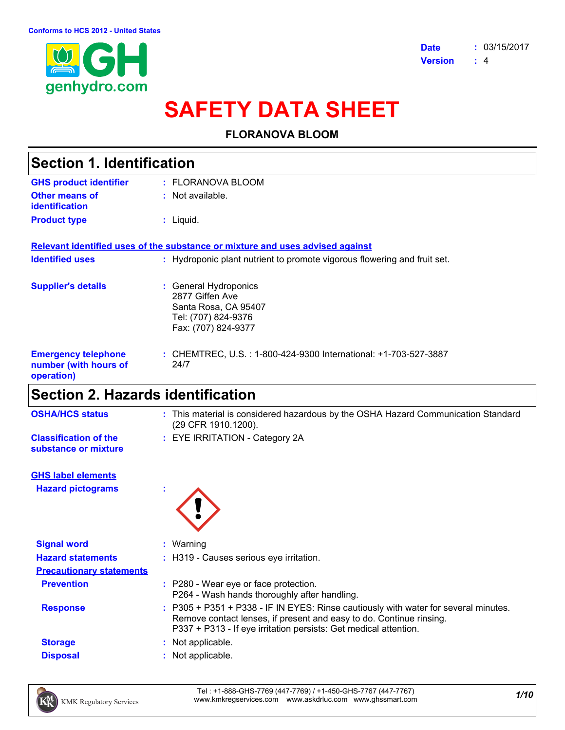Conforms to HCS 2012 - United States

**Date** : 03/15/2017
**Version** : 4

# SAFETY DATA SHEET

**FLORANOVA BLOOM**

## Section 1. Identification

| | |
|---|---|
| **GHS product identifier** | : FLORANOVA BLOOM |
| **Other means of identification** | : Not available. |
| **Product type** | : Liquid. |

**Relevant identified uses of the substance or mixture and uses advised against**

| | |
|---|---|
| **Identified uses** | : Hydroponic plant nutrient to promote vigorous flowering and fruit set. |
| **Supplier's details** | : General Hydroponics<br>2877 Giffen Ave<br>Santa Rosa, CA 95407<br>Tel: (707) 824-9376<br>Fax: (707) 824-9377 |
| **Emergency telephone number (with hours of operation)** | : CHEMTREC, U.S. : 1-800-424-9300 International: +1-703-527-3887<br>24/7 |

## Section 2. Hazards identification

| | |
|---|---|
| **OSHA/HCS status** | : This material is considered hazardous by the OSHA Hazard Communication Standard (29 CFR 1910.1200). |
| **Classification of the substance or mixture** | : EYE IRRITATION - Category 2A |

**GHS label elements**

| | |
|---|---|
| **Hazard pictograms** | : |
| **Signal word** | : Warning |
| **Hazard statements** | : H319 - Causes serious eye irritation. |

**Precautionary statements**

| | |
|---|---|
| **Prevention** | : P280 - Wear eye or face protection.<br>P264 - Wash hands thoroughly after handling. |
| **Response** | : P305 + P351 + P338 - IF IN EYES: Rinse cautiously with water for several minutes. Remove contact lenses, if present and easy to do. Continue rinsing.<br>P337 + P313 - If eye irritation persists: Get medical attention. |
| **Storage** | : Not applicable. |
| **Disposal** | : Not applicable. |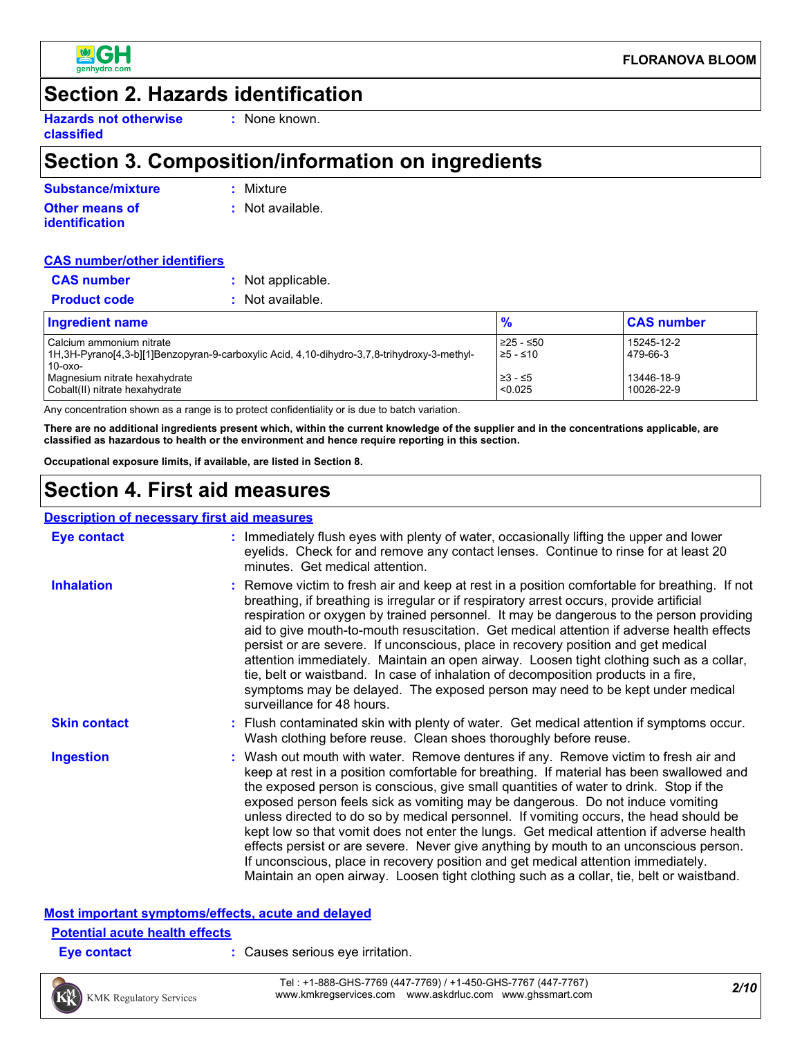# Section 2. Hazards identification

**Hazards not otherwise classified** : None known.

# Section 3. Composition/information on ingredients

**Substance/mixture** : Mixture

**Other means of identification** : Not available.

**CAS number/other identifiers**

**CAS number** : Not applicable.

**Product code** : Not available.

| Ingredient name | % | CAS number |
|---|---|---|
| Calcium ammonium nitrate | ≥25 - ≤50 | 15245-12-2 |
| 1H,3H-Pyrano[4,3-b][1]Benzopyran-9-carboxylic Acid, 4,10-dihydro-3,7,8-trihydroxy-3-methyl-10-oxo- | ≥5 - ≤10 | 479-66-3 |
| Magnesium nitrate hexahydrate | ≥3 - ≤5 | 13446-18-9 |
| Cobalt(II) nitrate hexahydrate | <0.025 | 10026-22-9 |

Any concentration shown as a range is to protect confidentiality or is due to batch variation.

**There are no additional ingredients present which, within the current knowledge of the supplier and in the concentrations applicable, are classified as hazardous to health or the environment and hence require reporting in this section.**

**Occupational exposure limits, if available, are listed in Section 8.**

# Section 4. First aid measures

**Description of necessary first aid measures**

**Eye contact** : Immediately flush eyes with plenty of water, occasionally lifting the upper and lower eyelids. Check for and remove any contact lenses. Continue to rinse for at least 20 minutes. Get medical attention.

**Inhalation** : Remove victim to fresh air and keep at rest in a position comfortable for breathing. If not breathing, if breathing is irregular or if respiratory arrest occurs, provide artificial respiration or oxygen by trained personnel. It may be dangerous to the person providing aid to give mouth-to-mouth resuscitation. Get medical attention if adverse health effects persist or are severe. If unconscious, place in recovery position and get medical attention immediately. Maintain an open airway. Loosen tight clothing such as a collar, tie, belt or waistband. In case of inhalation of decomposition products in a fire, symptoms may be delayed. The exposed person may need to be kept under medical surveillance for 48 hours.

**Skin contact** : Flush contaminated skin with plenty of water. Get medical attention if symptoms occur. Wash clothing before reuse. Clean shoes thoroughly before reuse.

**Ingestion** : Wash out mouth with water. Remove dentures if any. Remove victim to fresh air and keep at rest in a position comfortable for breathing. If material has been swallowed and the exposed person is conscious, give small quantities of water to drink. Stop if the exposed person feels sick as vomiting may be dangerous. Do not induce vomiting unless directed to do so by medical personnel. If vomiting occurs, the head should be kept low so that vomit does not enter the lungs. Get medical attention if adverse health effects persist or are severe. Never give anything by mouth to an unconscious person. If unconscious, place in recovery position and get medical attention immediately. Maintain an open airway. Loosen tight clothing such as a collar, tie, belt or waistband.

**Most important symptoms/effects, acute and delayed**

**Potential acute health effects**

**Eye contact** : Causes serious eye irritation.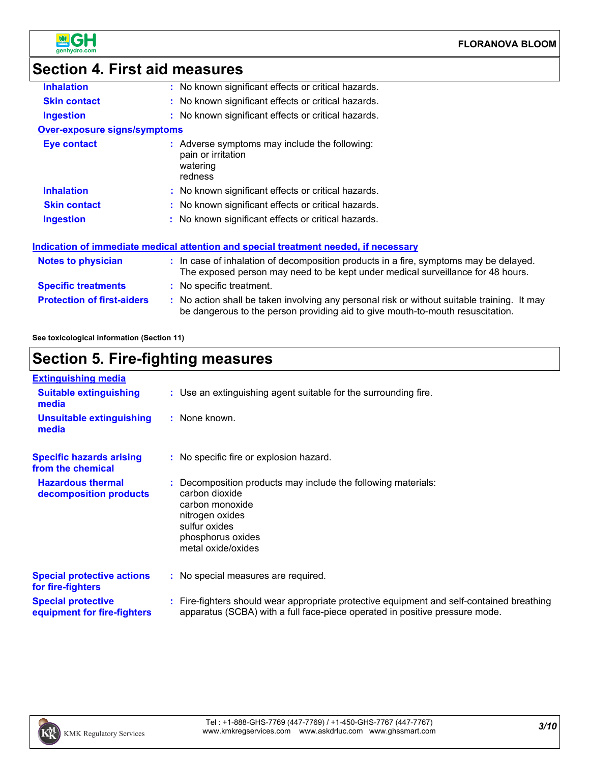## Section 4. First aid measures

| | | |
|---|---|---|
| **Inhalation** | : | No known significant effects or critical hazards. |
| **Skin contact** | : | No known significant effects or critical hazards. |
| **Ingestion** | : | No known significant effects or critical hazards. |

**Over-exposure signs/symptoms**

| | | |
|---|---|---|
| **Eye contact** | : | Adverse symptoms may include the following: pain or irritation watering redness |
| **Inhalation** | : | No known significant effects or critical hazards. |
| **Skin contact** | : | No known significant effects or critical hazards. |
| **Ingestion** | : | No known significant effects or critical hazards. |

**Indication of immediate medical attention and special treatment needed, if necessary**

| | | |
|---|---|---|
| **Notes to physician** | : | In case of inhalation of decomposition products in a fire, symptoms may be delayed. The exposed person may need to be kept under medical surveillance for 48 hours. |
| **Specific treatments** | : | No specific treatment. |
| **Protection of first-aiders** | : | No action shall be taken involving any personal risk or without suitable training. It may be dangerous to the person providing aid to give mouth-to-mouth resuscitation. |

**See toxicological information (Section 11)**

## Section 5. Fire-fighting measures

**Extinguishing media**

| | | |
|---|---|---|
| **Suitable extinguishing media** | : | Use an extinguishing agent suitable for the surrounding fire. |
| **Unsuitable extinguishing media** | : | None known. |
| **Specific hazards arising from the chemical** | : | No specific fire or explosion hazard. |
| **Hazardous thermal decomposition products** | : | Decomposition products may include the following materials: carbon dioxide carbon monoxide nitrogen oxides sulfur oxides phosphorus oxides metal oxide/oxides |
| **Special protective actions for fire-fighters** | : | No special measures are required. |
| **Special protective equipment for fire-fighters** | : | Fire-fighters should wear appropriate protective equipment and self-contained breathing apparatus (SCBA) with a full face-piece operated in positive pressure mode. |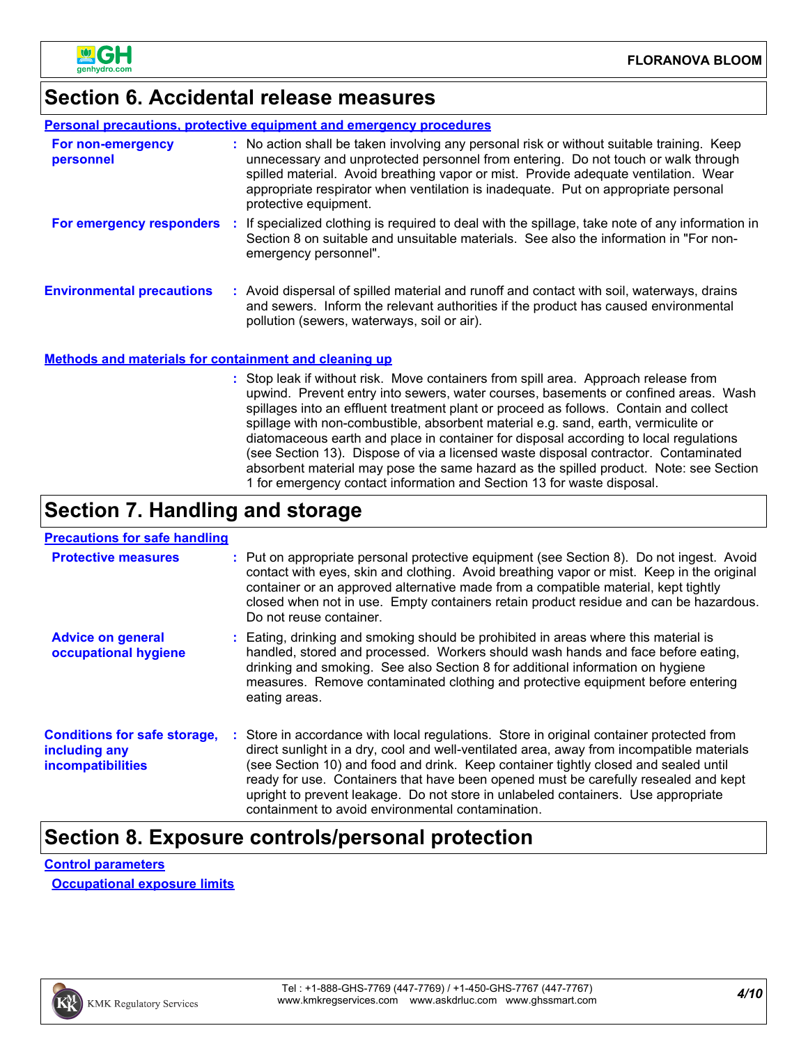## Section 6. Accidental release measures

**Personal precautions, protective equipment and emergency procedures**

**For non-emergency personnel** : No action shall be taken involving any personal risk or without suitable training. Keep unnecessary and unprotected personnel from entering. Do not touch or walk through spilled material. Avoid breathing vapor or mist. Provide adequate ventilation. Wear appropriate respirator when ventilation is inadequate. Put on appropriate personal protective equipment.

**For emergency responders** : If specialized clothing is required to deal with the spillage, take note of any information in Section 8 on suitable and unsuitable materials. See also the information in "For non-emergency personnel".

**Environmental precautions** : Avoid dispersal of spilled material and runoff and contact with soil, waterways, drains and sewers. Inform the relevant authorities if the product has caused environmental pollution (sewers, waterways, soil or air).

**Methods and materials for containment and cleaning up**

: Stop leak if without risk. Move containers from spill area. Approach release from upwind. Prevent entry into sewers, water courses, basements or confined areas. Wash spillages into an effluent treatment plant or proceed as follows. Contain and collect spillage with non-combustible, absorbent material e.g. sand, earth, vermiculite or diatomaceous earth and place in container for disposal according to local regulations (see Section 13). Dispose of via a licensed waste disposal contractor. Contaminated absorbent material may pose the same hazard as the spilled product. Note: see Section 1 for emergency contact information and Section 13 for waste disposal.

## Section 7. Handling and storage

**Precautions for safe handling**

**Protective measures** : Put on appropriate personal protective equipment (see Section 8). Do not ingest. Avoid contact with eyes, skin and clothing. Avoid breathing vapor or mist. Keep in the original container or an approved alternative made from a compatible material, kept tightly closed when not in use. Empty containers retain product residue and can be hazardous. Do not reuse container.

**Advice on general occupational hygiene** : Eating, drinking and smoking should be prohibited in areas where this material is handled, stored and processed. Workers should wash hands and face before eating, drinking and smoking. See also Section 8 for additional information on hygiene measures. Remove contaminated clothing and protective equipment before entering eating areas.

**Conditions for safe storage, including any incompatibilities** : Store in accordance with local regulations. Store in original container protected from direct sunlight in a dry, cool and well-ventilated area, away from incompatible materials (see Section 10) and food and drink. Keep container tightly closed and sealed until ready for use. Containers that have been opened must be carefully resealed and kept upright to prevent leakage. Do not store in unlabeled containers. Use appropriate containment to avoid environmental contamination.

## Section 8. Exposure controls/personal protection

**Control parameters**

**Occupational exposure limits**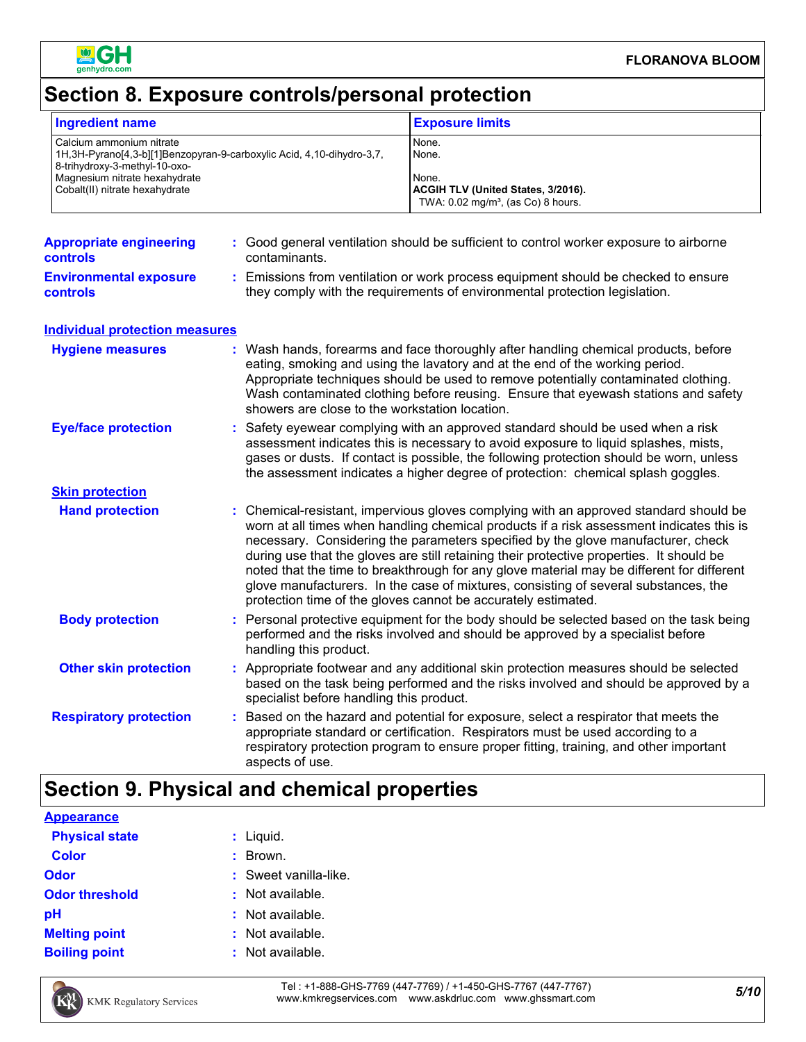## Section 8. Exposure controls/personal protection

| Ingredient name | Exposure limits |
| --- | --- |
| Calcium ammonium nitrate | None. |
| 1H,3H-Pyrano[4,3-b][1]Benzopyran-9-carboxylic Acid, 4,10-dihydro-3,7, 8-trihydroxy-3-methyl-10-oxo- | None. |
| Magnesium nitrate hexahydrate | None. |
| Cobalt(II) nitrate hexahydrate | **ACGIH TLV (United States, 3/2016).** TWA: 0.02 mg/m³, (as Co) 8 hours. |

**Appropriate engineering controls** : Good general ventilation should be sufficient to control worker exposure to airborne contaminants.

**Environmental exposure controls** : Emissions from ventilation or work process equipment should be checked to ensure they comply with the requirements of environmental protection legislation.

**Individual protection measures**

**Hygiene measures** : Wash hands, forearms and face thoroughly after handling chemical products, before eating, smoking and using the lavatory and at the end of the working period. Appropriate techniques should be used to remove potentially contaminated clothing. Wash contaminated clothing before reusing. Ensure that eyewash stations and safety showers are close to the workstation location.

**Eye/face protection** : Safety eyewear complying with an approved standard should be used when a risk assessment indicates this is necessary to avoid exposure to liquid splashes, mists, gases or dusts. If contact is possible, the following protection should be worn, unless the assessment indicates a higher degree of protection: chemical splash goggles.

**Skin protection**

**Hand protection** : Chemical-resistant, impervious gloves complying with an approved standard should be worn at all times when handling chemical products if a risk assessment indicates this is necessary. Considering the parameters specified by the glove manufacturer, check during use that the gloves are still retaining their protective properties. It should be noted that the time to breakthrough for any glove material may be different for different glove manufacturers. In the case of mixtures, consisting of several substances, the protection time of the gloves cannot be accurately estimated.

**Body protection** : Personal protective equipment for the body should be selected based on the task being performed and the risks involved and should be approved by a specialist before handling this product.

**Other skin protection** : Appropriate footwear and any additional skin protection measures should be selected based on the task being performed and the risks involved and should be approved by a specialist before handling this product.

**Respiratory protection** : Based on the hazard and potential for exposure, select a respirator that meets the appropriate standard or certification. Respirators must be used according to a respiratory protection program to ensure proper fitting, training, and other important aspects of use.

## Section 9. Physical and chemical properties

**Appearance**

**Physical state** : Liquid.

**Color** : Brown.

**Odor** : Sweet vanilla-like.

**Odor threshold** : Not available.

**pH** : Not available.

**Melting point** : Not available.

**Boiling point** : Not available.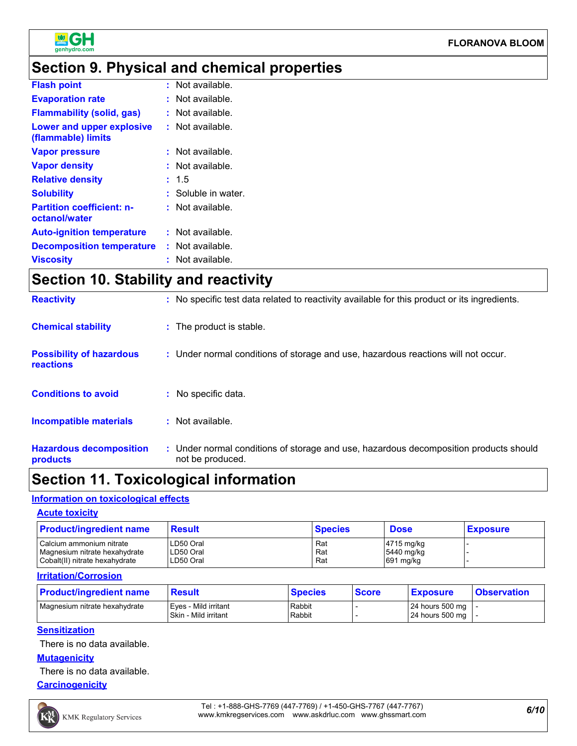## Section 9. Physical and chemical properties

| | |
|---|---|
| **Flash point** | : Not available. |
| **Evaporation rate** | : Not available. |
| **Flammability (solid, gas)** | : Not available. |
| **Lower and upper explosive (flammable) limits** | : Not available. |
| **Vapor pressure** | : Not available. |
| **Vapor density** | : Not available. |
| **Relative density** | : 1.5 |
| **Solubility** | : Soluble in water. |
| **Partition coefficient: n-octanol/water** | : Not available. |
| **Auto-ignition temperature** | : Not available. |
| **Decomposition temperature** | : Not available. |
| **Viscosity** | : Not available. |

## Section 10. Stability and reactivity

| | |
|---|---|
| **Reactivity** | : No specific test data related to reactivity available for this product or its ingredients. |
| **Chemical stability** | : The product is stable. |
| **Possibility of hazardous reactions** | : Under normal conditions of storage and use, hazardous reactions will not occur. |
| **Conditions to avoid** | : No specific data. |
| **Incompatible materials** | : Not available. |
| **Hazardous decomposition products** | : Under normal conditions of storage and use, hazardous decomposition products should not be produced. |

## Section 11. Toxicological information

### Information on toxicological effects

#### Acute toxicity

| Product/ingredient name | Result | Species | Dose | Exposure |
|---|---|---|---|---|
| Calcium ammonium nitrate | LD50 Oral | Rat | 4715 mg/kg | - |
| Magnesium nitrate hexahydrate | LD50 Oral | Rat | 5440 mg/kg | - |
| Cobalt(II) nitrate hexahydrate | LD50 Oral | Rat | 691 mg/kg | - |

#### Irritation/Corrosion

| Product/ingredient name | Result | Species | Score | Exposure | Observation |
|---|---|---|---|---|---|
| Magnesium nitrate hexahydrate | Eyes - Mild irritant | Rabbit | - | 24 hours 500 mg | - |
| | Skin - Mild irritant | Rabbit | - | 24 hours 500 mg | - |

#### Sensitization

There is no data available.

#### Mutagenicity

There is no data available.

#### Carcinogenicity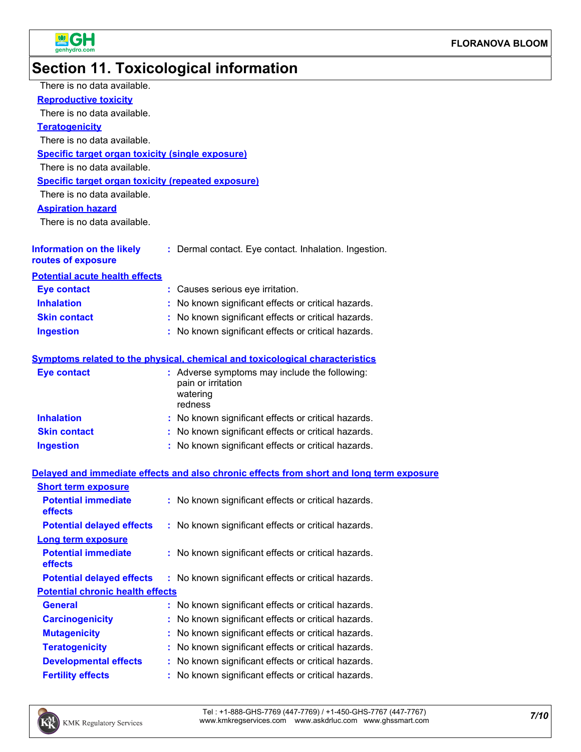## Section 11. Toxicological information

There is no data available.

**Reproductive toxicity**

There is no data available.

**Teratogenicity**

There is no data available.

**Specific target organ toxicity (single exposure)**

There is no data available.

**Specific target organ toxicity (repeated exposure)**

There is no data available.

**Aspiration hazard**

There is no data available.

**Information on the likely routes of exposure** : Dermal contact. Eye contact. Inhalation. Ingestion.

**Potential acute health effects**

**Eye contact** : Causes serious eye irritation.

**Inhalation** : No known significant effects or critical hazards.

**Skin contact** : No known significant effects or critical hazards.

**Ingestion** : No known significant effects or critical hazards.

**Symptoms related to the physical, chemical and toxicological characteristics**

**Eye contact** : Adverse symptoms may include the following:
pain or irritation
watering
redness

**Inhalation** : No known significant effects or critical hazards.

**Skin contact** : No known significant effects or critical hazards.

**Ingestion** : No known significant effects or critical hazards.

**Delayed and immediate effects and also chronic effects from short and long term exposure**

**Short term exposure**

**Potential immediate effects** : No known significant effects or critical hazards.

**Potential delayed effects** : No known significant effects or critical hazards.

**Long term exposure**

**Potential immediate effects** : No known significant effects or critical hazards.

**Potential delayed effects** : No known significant effects or critical hazards.

**Potential chronic health effects**

**General** : No known significant effects or critical hazards.

**Carcinogenicity** : No known significant effects or critical hazards.

**Mutagenicity** : No known significant effects or critical hazards.

**Teratogenicity** : No known significant effects or critical hazards.

**Developmental effects** : No known significant effects or critical hazards.

**Fertility effects** : No known significant effects or critical hazards.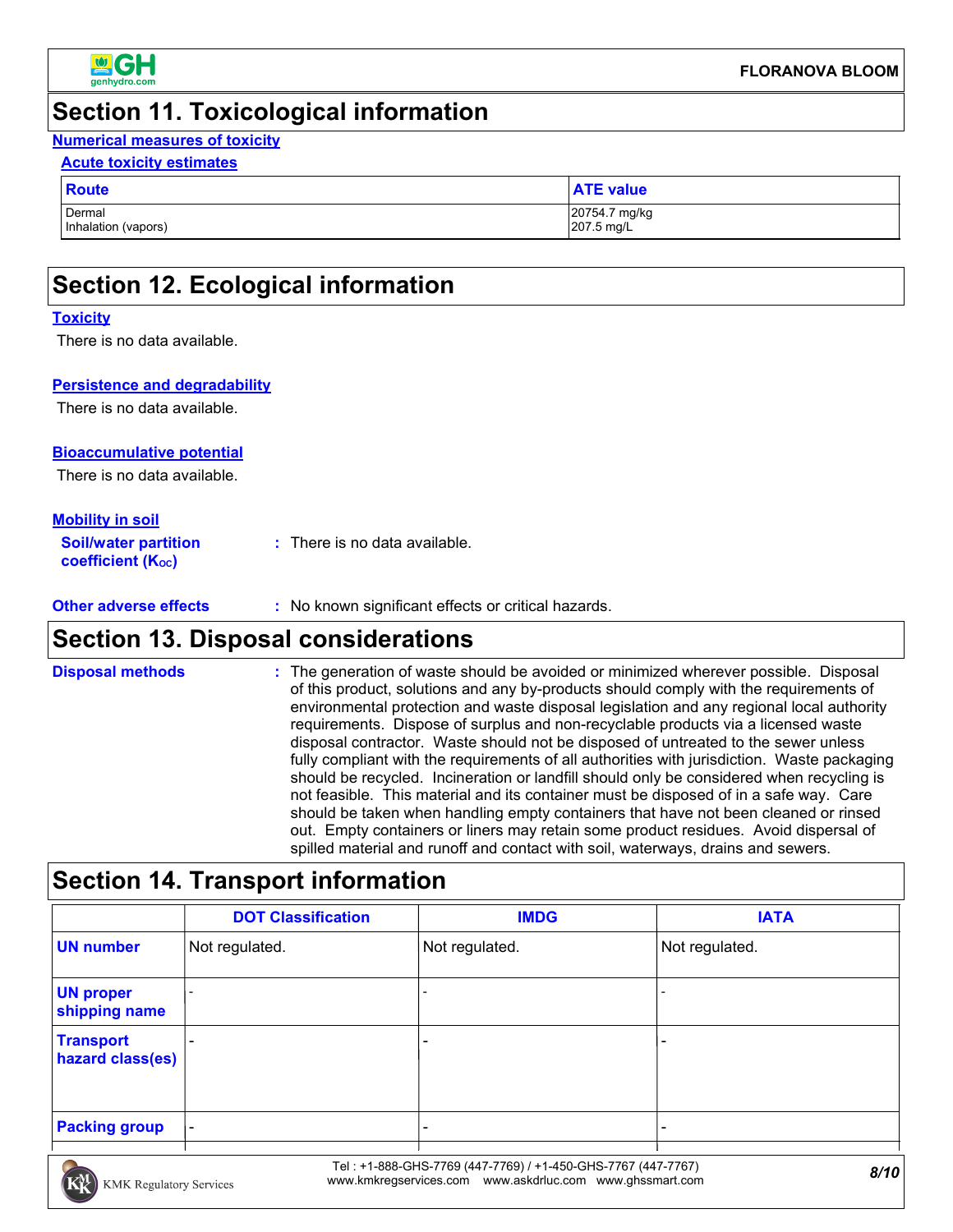## Section 11. Toxicological information

**Numerical measures of toxicity**

**Acute toxicity estimates**

| Route | ATE value |
|---|---|
| Dermal | 20754.7 mg/kg |
| Inhalation (vapors) | 207.5 mg/L |

## Section 12. Ecological information

**Toxicity**

There is no data available.

**Persistence and degradability**

There is no data available.

**Bioaccumulative potential**

There is no data available.

**Mobility in soil**

**Soil/water partition coefficient ($K_{OC}$)** : There is no data available.

**Other adverse effects** : No known significant effects or critical hazards.

## Section 13. Disposal considerations

**Disposal methods** : The generation of waste should be avoided or minimized wherever possible. Disposal of this product, solutions and any by-products should comply with the requirements of environmental protection and waste disposal legislation and any regional local authority requirements. Dispose of surplus and non-recyclable products via a licensed waste disposal contractor. Waste should not be disposed of untreated to the sewer unless fully compliant with the requirements of all authorities with jurisdiction. Waste packaging should be recycled. Incineration or landfill should only be considered when recycling is not feasible. This material and its container must be disposed of in a safe way. Care should be taken when handling empty containers that have not been cleaned or rinsed out. Empty containers or liners may retain some product residues. Avoid dispersal of spilled material and runoff and contact with soil, waterways, drains and sewers.

## Section 14. Transport information

| | DOT Classification | IMDG | IATA |
|---|---|---|---|
| UN number | Not regulated. | Not regulated. | Not regulated. |
| UN proper shipping name | - | - | - |
| Transport hazard class(es) | - | - | - |
| Packing group | - | - | - |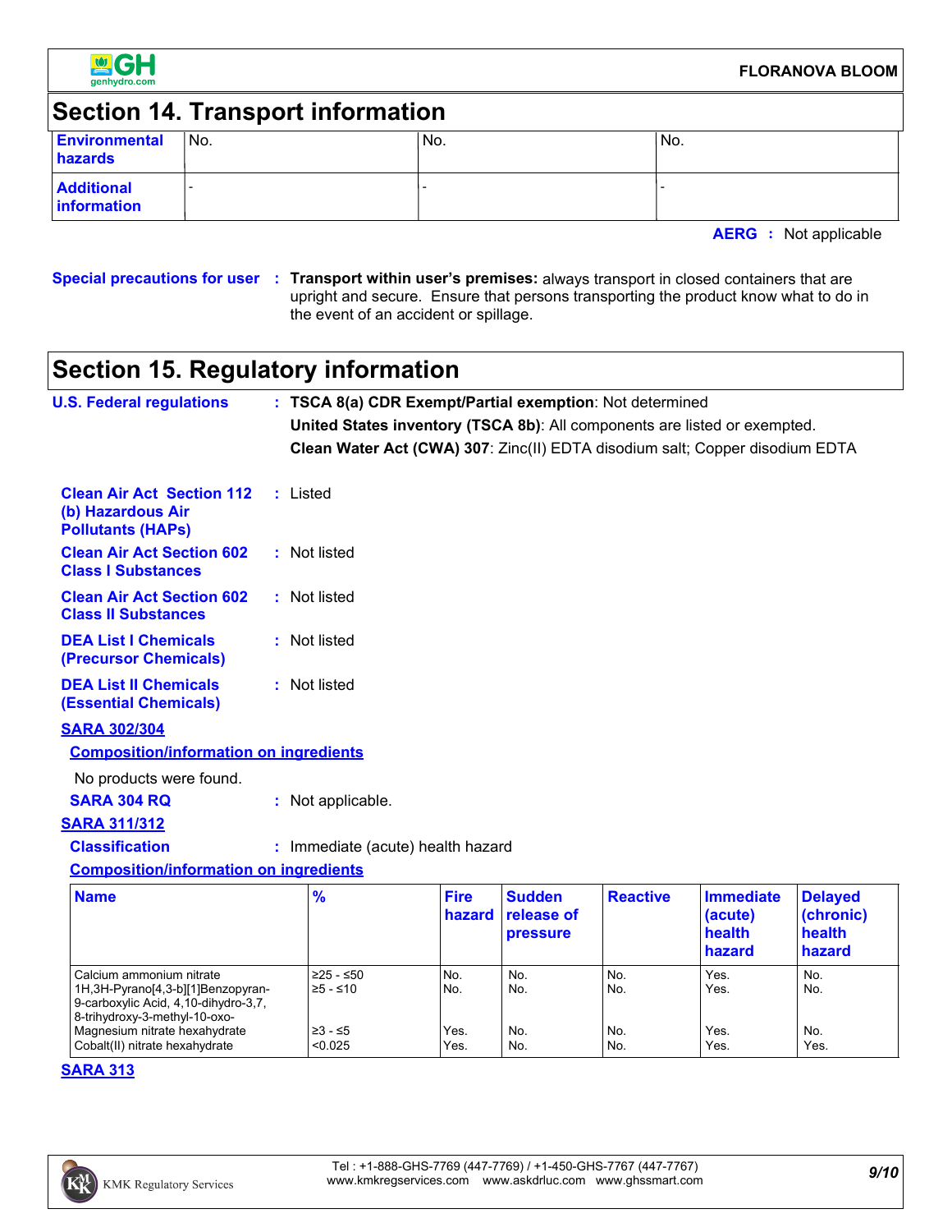## Section 14. Transport information

| | | | |
|---|---|---|---|
| **Environmental hazards** | No. | No. | No. |
| **Additional information** | - | - | - |

**AERG** : Not applicable

**Special precautions for user** : **Transport within user's premises:** always transport in closed containers that are upright and secure. Ensure that persons transporting the product know what to do in the event of an accident or spillage.

## Section 15. Regulatory information

**U.S. Federal regulations** : **TSCA 8(a) CDR Exempt/Partial exemption**: Not determined

**United States inventory (TSCA 8b)**: All components are listed or exempted.

**Clean Water Act (CWA) 307**: Zinc(II) EDTA disodium salt; Copper disodium EDTA

**Clean Air Act Section 112 (b) Hazardous Air Pollutants (HAPs)** : Listed

**Clean Air Act Section 602 Class I Substances** : Not listed

**Clean Air Act Section 602 Class II Substances** : Not listed

**DEA List I Chemicals (Precursor Chemicals)** : Not listed

**DEA List II Chemicals (Essential Chemicals)** : Not listed

**SARA 302/304**

**Composition/information on ingredients**

No products were found.

**SARA 304 RQ** : Not applicable.

**SARA 311/312**

**Classification** : Immediate (acute) health hazard

**Composition/information on ingredients**

| Name | % | Fire hazard | Sudden release of pressure | Reactive | Immediate (acute) health hazard | Delayed (chronic) health hazard |
|---|---|---|---|---|---|---|
| Calcium ammonium nitrate | ≥25 - ≤50 | No. | No. | No. | Yes. | No. |
| 1H,3H-Pyrano[4,3-b][1]Benzopyran-9-carboxylic Acid, 4,10-dihydro-3,7,8-trihydroxy-3-methyl-10-oxo- | ≥5 - ≤10 | No. | No. | No. | Yes. | No. |
| Magnesium nitrate hexahydrate | ≥3 - ≤5 | Yes. | No. | No. | Yes. | No. |
| Cobalt(II) nitrate hexahydrate | <0.025 | Yes. | No. | No. | Yes. | Yes. |

**SARA 313**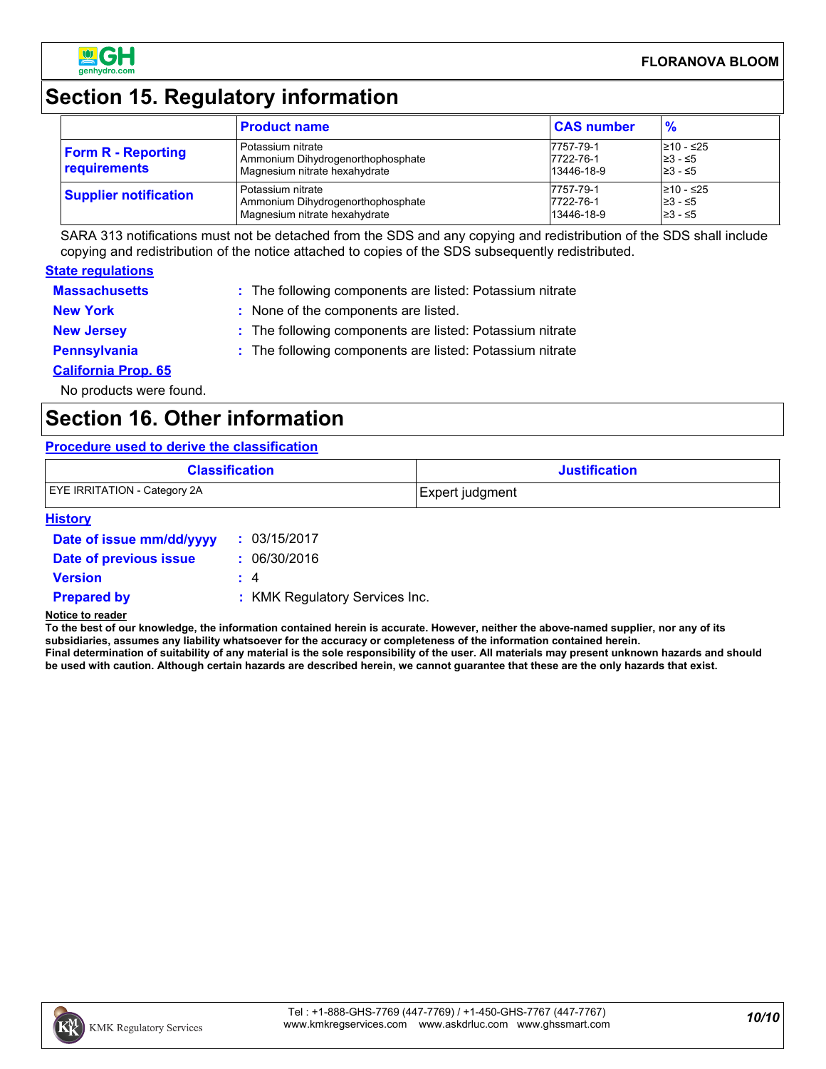# Section 15. Regulatory information

| | Product name | CAS number | % |
|---|---|---|---|
| **Form R - Reporting requirements** | Potassium nitrate<br>Ammonium Dihydrogenorthophosphate<br>Magnesium nitrate hexahydrate | 7757-79-1<br>7722-76-1<br>13446-18-9 | ≥10 - ≤25<br>≥3 - ≤5<br>≥3 - ≤5 |
| **Supplier notification** | Potassium nitrate<br>Ammonium Dihydrogenorthophosphate<br>Magnesium nitrate hexahydrate | 7757-79-1<br>7722-76-1<br>13446-18-9 | ≥10 - ≤25<br>≥3 - ≤5<br>≥3 - ≤5 |

SARA 313 notifications must not be detached from the SDS and any copying and redistribution of the SDS shall include copying and redistribution of the notice attached to copies of the SDS subsequently redistributed.

**State regulations**

**Massachusetts** : The following components are listed: Potassium nitrate

**New York** : None of the components are listed.

**New Jersey** : The following components are listed: Potassium nitrate

**Pennsylvania** : The following components are listed: Potassium nitrate

**California Prop. 65**

No products were found.

# Section 16. Other information

**Procedure used to derive the classification**

| Classification | Justification |
|---|---|
| EYE IRRITATION - Category 2A | Expert judgment |

**History**

**Date of issue mm/dd/yyyy** : 03/15/2017

**Date of previous issue** : 06/30/2016

**Version** : 4

**Prepared by** : KMK Regulatory Services Inc.

**Notice to reader**

**To the best of our knowledge, the information contained herein is accurate. However, neither the above-named supplier, nor any of its subsidiaries, assumes any liability whatsoever for the accuracy or completeness of the information contained herein.**
**Final determination of suitability of any material is the sole responsibility of the user. All materials may present unknown hazards and should be used with caution. Although certain hazards are described herein, we cannot guarantee that these are the only hazards that exist.**